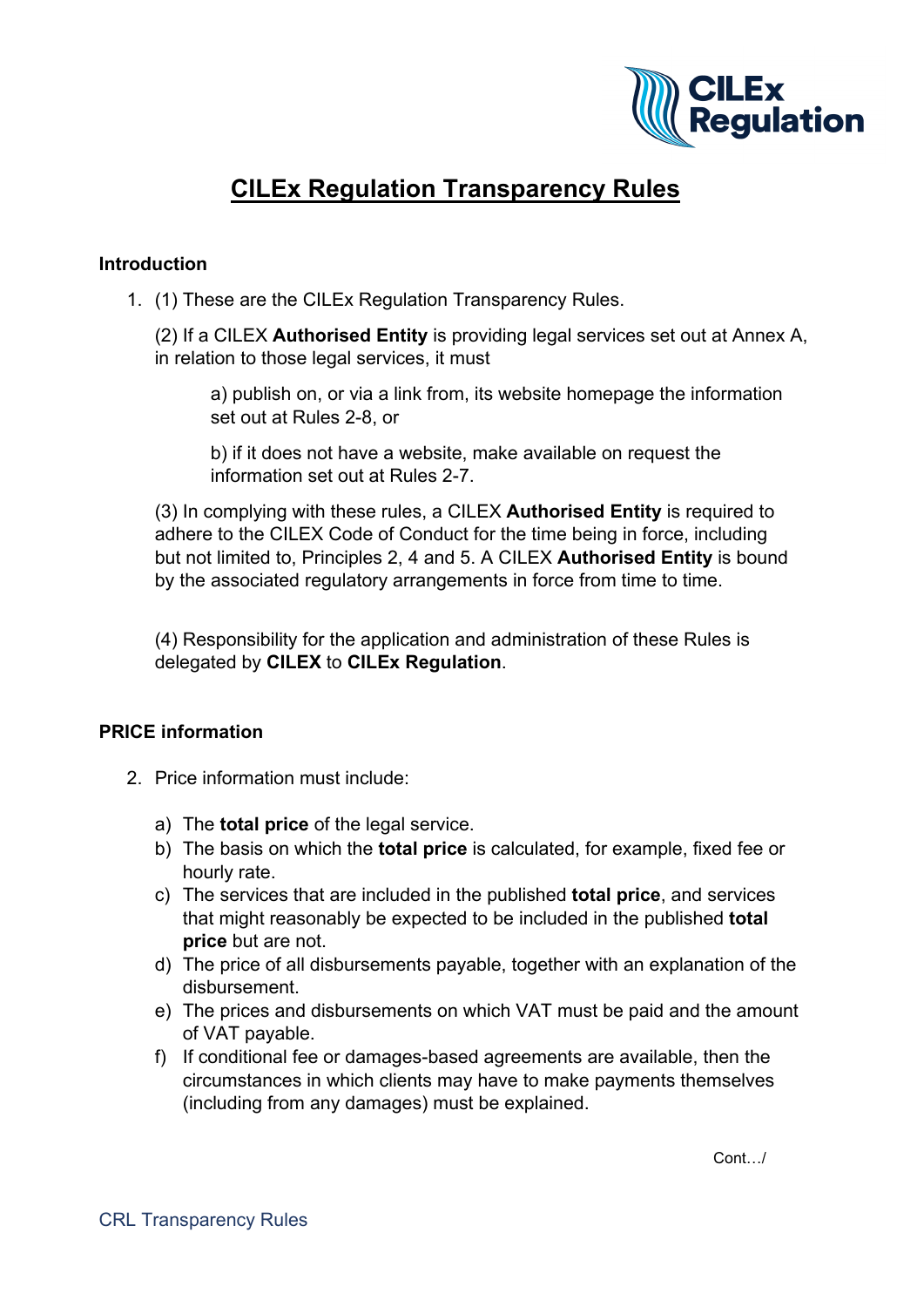# CILEx Regulation Transparency Rules

## Introduction

1. (1) These are the CILEx Regulation Transparency Rules.

   (2) If a CILEX **Authorised Entity** is providing legal services set out at Annex A, in relation to those legal services, it must

   a) publish on, or via a link from, its website homepage the information set out at Rules 2-8, or

   b) if it does not have a website, make available on request the information set out at Rules 2-7.

   (3) In complying with these rules, a CILEX **Authorised Entity** is required to adhere to the CILEX Code of Conduct for the time being in force, including but not limited to, Principles 2, 4 and 5. A CILEX **Authorised Entity** is bound by the associated regulatory arrangements in force from time to time.

   (4) Responsibility for the application and administration of these Rules is delegated by **CILEX** to **CILEx Regulation**.

## PRICE information

2. Price information must include:

   a) The **total price** of the legal service.
   b) The basis on which the **total price** is calculated, for example, fixed fee or hourly rate.
   c) The services that are included in the published **total price**, and services that might reasonably be expected to be included in the published **total price** but are not.
   d) The price of all disbursements payable, together with an explanation of the disbursement.
   e) The prices and disbursements on which VAT must be paid and the amount of VAT payable.
   f) If conditional fee or damages-based agreements are available, then the circumstances in which clients may have to make payments themselves (including from any damages) must be explained.

Cont…/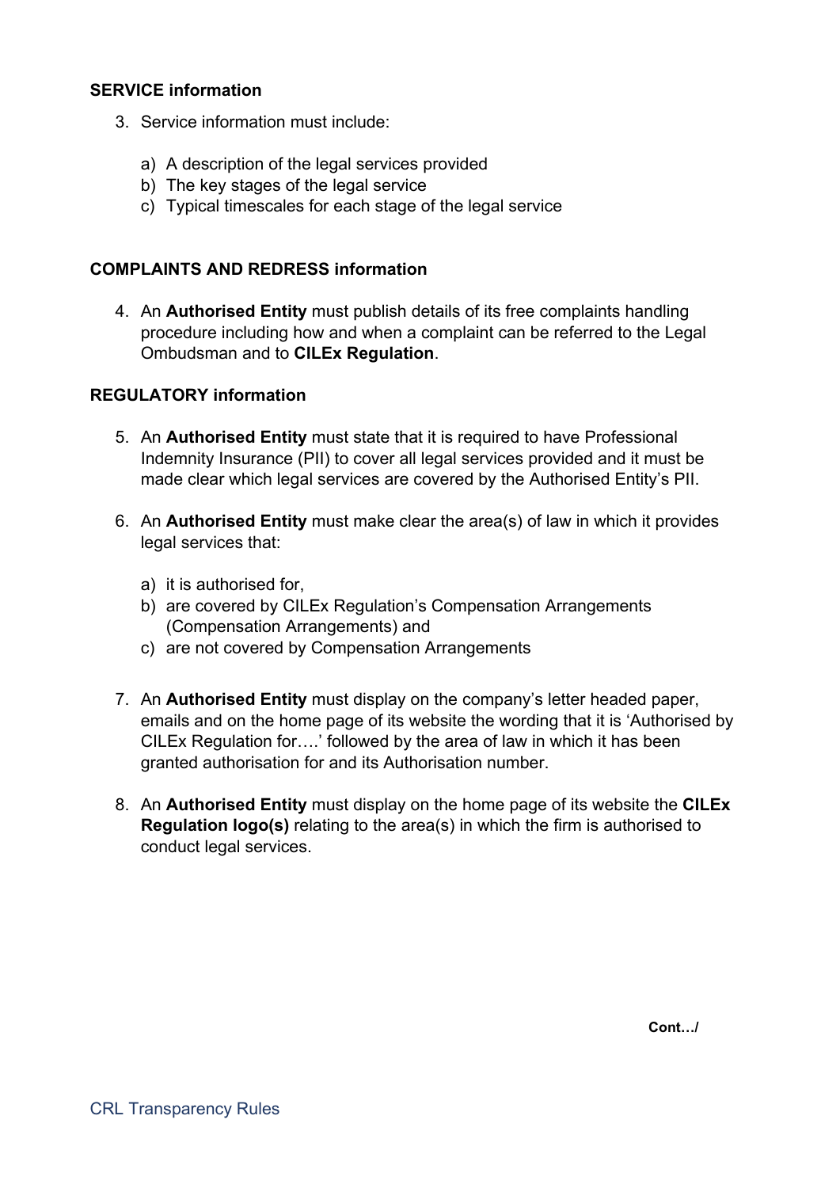**SERVICE information**

3. Service information must include:

   a) A description of the legal services provided
   b) The key stages of the legal service
   c) Typical timescales for each stage of the legal service

**COMPLAINTS AND REDRESS information**

4. An **Authorised Entity** must publish details of its free complaints handling procedure including how and when a complaint can be referred to the Legal Ombudsman and to **CILEx Regulation**.

**REGULATORY information**

5. An **Authorised Entity** must state that it is required to have Professional Indemnity Insurance (PII) to cover all legal services provided and it must be made clear which legal services are covered by the Authorised Entity's PII.

6. An **Authorised Entity** must make clear the area(s) of law in which it provides legal services that:

   a) it is authorised for,
   b) are covered by CILEx Regulation's Compensation Arrangements (Compensation Arrangements) and
   c) are not covered by Compensation Arrangements

7. An **Authorised Entity** must display on the company's letter headed paper, emails and on the home page of its website the wording that it is 'Authorised by CILEx Regulation for….' followed by the area of law in which it has been granted authorisation for and its Authorisation number.

8. An **Authorised Entity** must display on the home page of its website the **CILEx Regulation logo(s)** relating to the area(s) in which the firm is authorised to conduct legal services.

**Cont…/**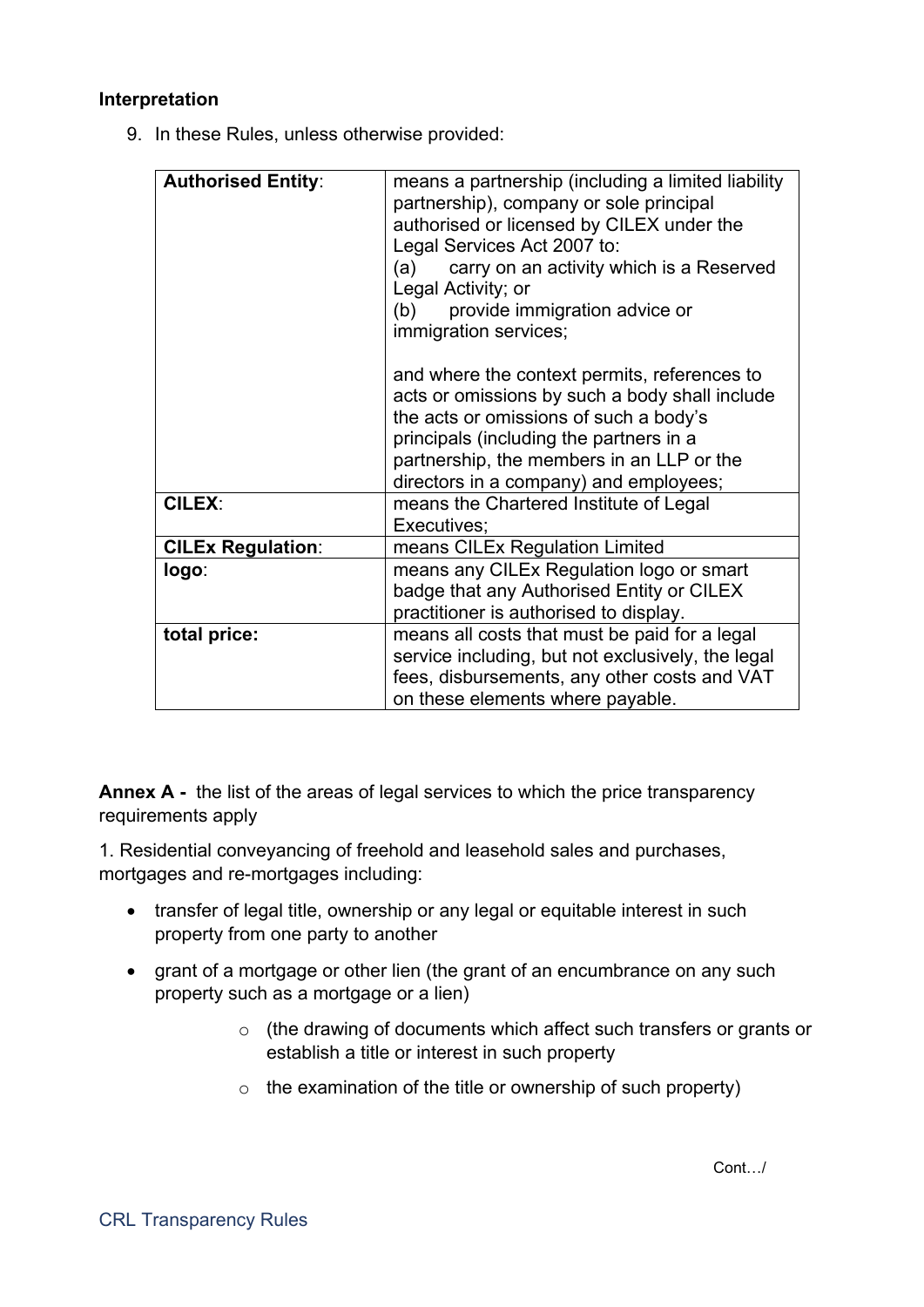**Interpretation**

9. In these Rules, unless otherwise provided:

| | |
|---|---|
| **Authorised Entity**: | means a partnership (including a limited liability partnership), company or sole principal authorised or licensed by CILEX under the Legal Services Act 2007 to:<br>(a) carry on an activity which is a Reserved Legal Activity; or<br>(b) provide immigration advice or immigration services;<br><br>and where the context permits, references to acts or omissions by such a body shall include the acts or omissions of such a body's principals (including the partners in a partnership, the members in an LLP or the directors in a company) and employees; |
| **CILEX**: | means the Chartered Institute of Legal Executives; |
| **CILEx Regulation**: | means CILEx Regulation Limited |
| **logo**: | means any CILEx Regulation logo or smart badge that any Authorised Entity or CILEX practitioner is authorised to display. |
| **total price:** | means all costs that must be paid for a legal service including, but not exclusively, the legal fees, disbursements, any other costs and VAT on these elements where payable. |

**Annex A -** the list of the areas of legal services to which the price transparency requirements apply

1. Residential conveyancing of freehold and leasehold sales and purchases, mortgages and re-mortgages including:

- transfer of legal title, ownership or any legal or equitable interest in such property from one party to another
- grant of a mortgage or other lien (the grant of an encumbrance on any such property such as a mortgage or a lien)
    - (the drawing of documents which affect such transfers or grants or establish a title or interest in such property
    - the examination of the title or ownership of such property)

Cont…/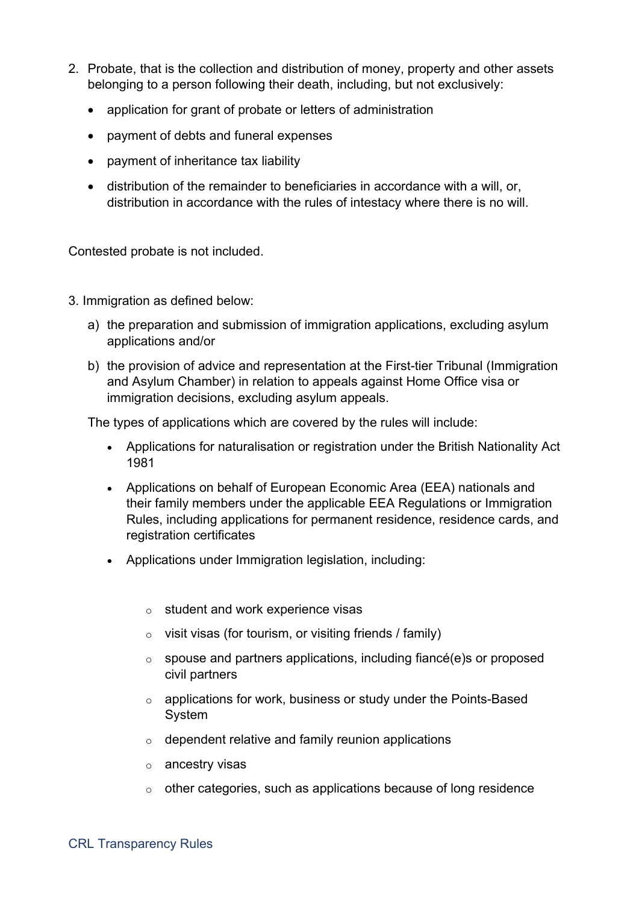2. Probate, that is the collection and distribution of money, property and other assets belonging to a person following their death, including, but not exclusively:

    - application for grant of probate or letters of administration
    - payment of debts and funeral expenses
    - payment of inheritance tax liability
    - distribution of the remainder to beneficiaries in accordance with a will, or, distribution in accordance with the rules of intestacy where there is no will.

Contested probate is not included.

3. Immigration as defined below:

    a) the preparation and submission of immigration applications, excluding asylum applications and/or

    b) the provision of advice and representation at the First-tier Tribunal (Immigration and Asylum Chamber) in relation to appeals against Home Office visa or immigration decisions, excluding asylum appeals.

    The types of applications which are covered by the rules will include:

    - Applications for naturalisation or registration under the British Nationality Act 1981
    - Applications on behalf of European Economic Area (EEA) nationals and their family members under the applicable EEA Regulations or Immigration Rules, including applications for permanent residence, residence cards, and registration certificates
    - Applications under Immigration legislation, including:
        - student and work experience visas
        - visit visas (for tourism, or visiting friends / family)
        - spouse and partners applications, including fiancé(e)s or proposed civil partners
        - applications for work, business or study under the Points-Based System
        - dependent relative and family reunion applications
        - ancestry visas
        - other categories, such as applications because of long residence